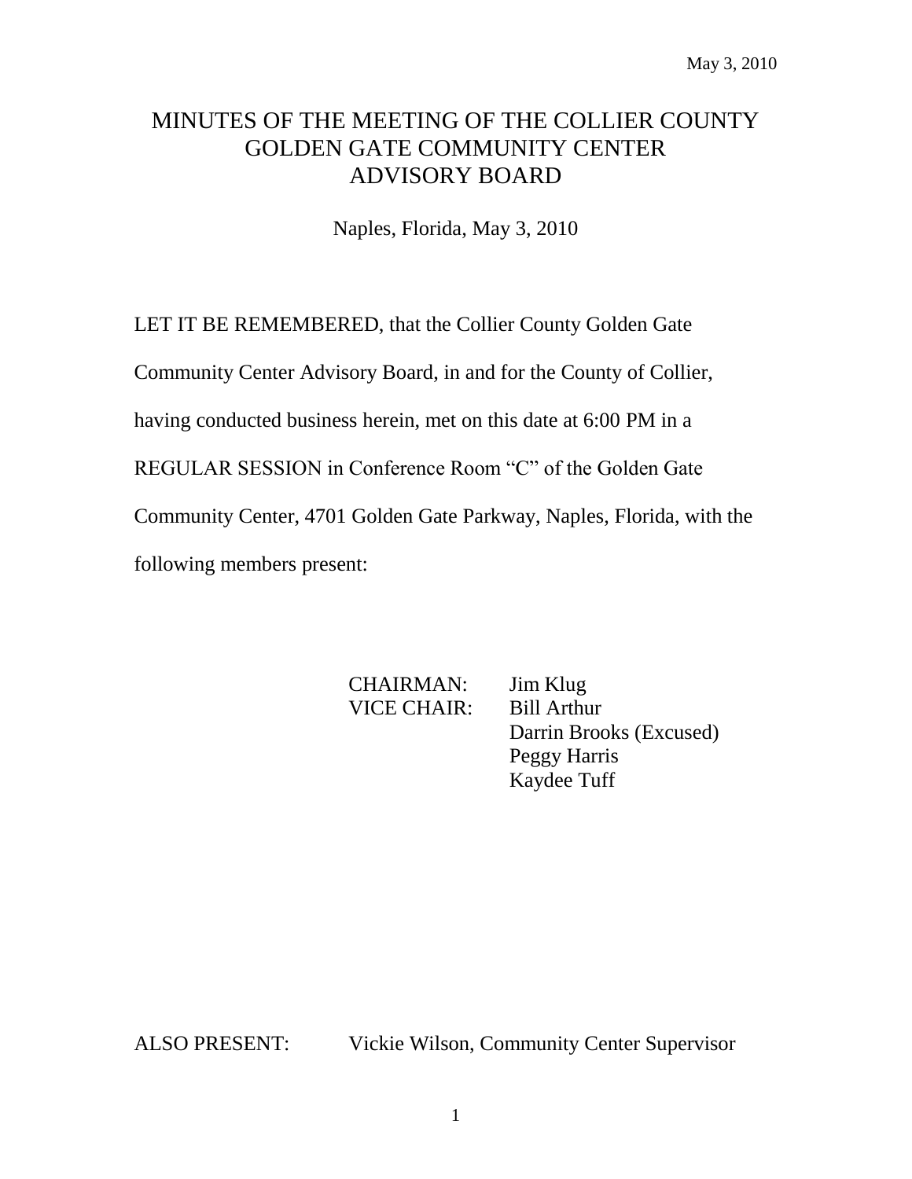May 3, 2010

# MINUTES OF THE MEETING OF THE COLLIER COUNTY GOLDEN GATE COMMUNITY CENTER ADVISORY BOARD

Naples, Florida, May 3, 2010

LET IT BE REMEMBERED, that the Collier County Golden Gate Community Center Advisory Board, in and for the County of Collier, having conducted business herein, met on this date at 6:00 PM in a REGULAR SESSION in Conference Room "C" of the Golden Gate Community Center, 4701 Golden Gate Parkway, Naples, Florida, with the following members present:

| | |
|---|---|
| CHAIRMAN: | Jim Klug |
| VICE CHAIR: | Bill Arthur |
| | Darrin Brooks (Excused) |
| | Peggy Harris |
| | Kaydee Tuff |

ALSO PRESENT: Vickie Wilson, Community Center Supervisor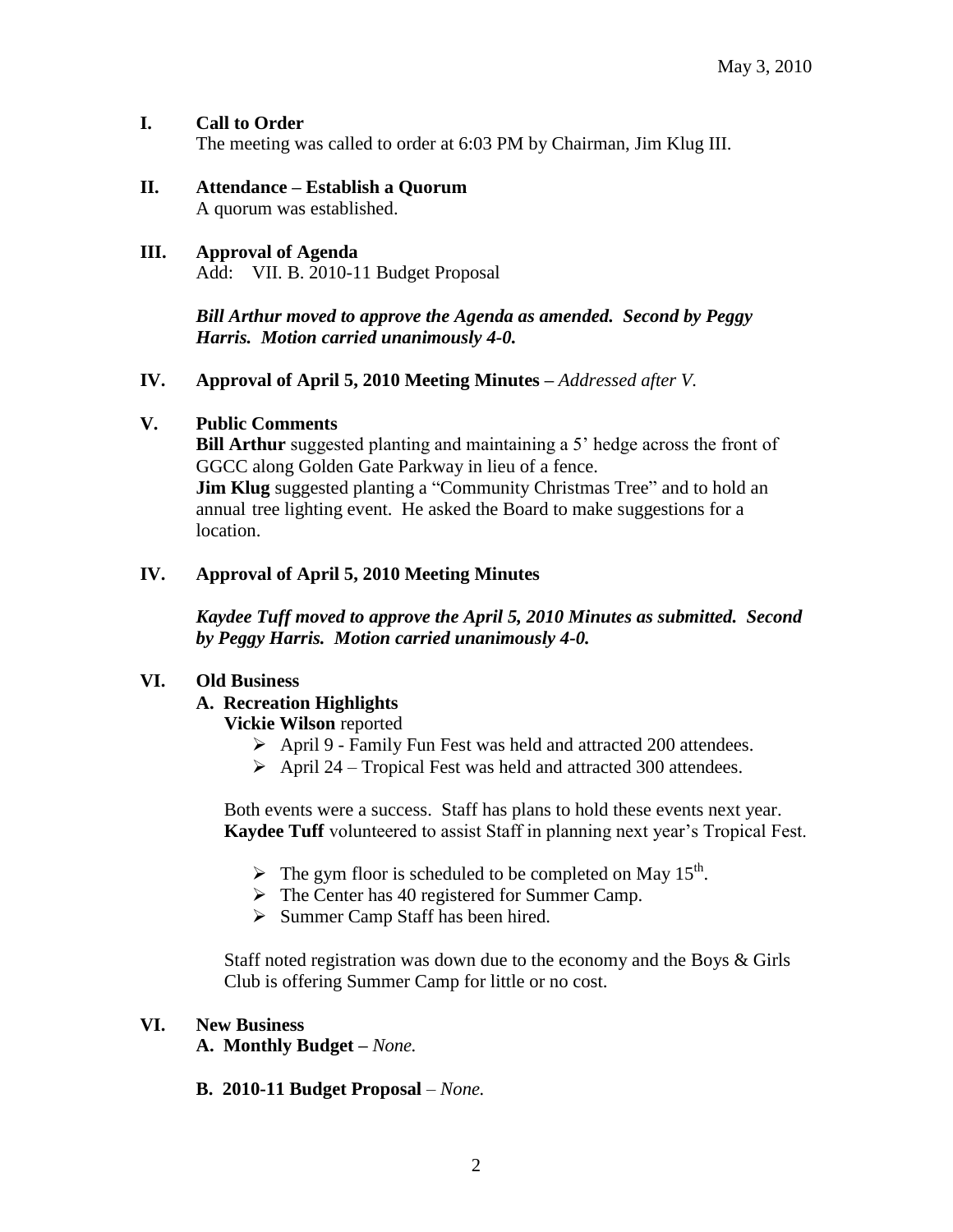May 3, 2010

## I. Call to Order

The meeting was called to order at 6:03 PM by Chairman, Jim Klug III.

## II. Attendance – Establish a Quorum

A quorum was established.

## III. Approval of Agenda

Add: VII. B. 2010-11 Budget Proposal

***Bill Arthur moved to approve the Agenda as amended. Second by Peggy Harris. Motion carried unanimously 4-0.***

## IV. Approval of April 5, 2010 Meeting Minutes – *Addressed after V.*

## V. Public Comments

**Bill Arthur** suggested planting and maintaining a 5' hedge across the front of GGCC along Golden Gate Parkway in lieu of a fence.

**Jim Klug** suggested planting a "Community Christmas Tree" and to hold an annual tree lighting event. He asked the Board to make suggestions for a location.

## IV. Approval of April 5, 2010 Meeting Minutes

***Kaydee Tuff moved to approve the April 5, 2010 Minutes as submitted. Second by Peggy Harris. Motion carried unanimously 4-0.***

## VI. Old Business

### A. Recreation Highlights

**Vickie Wilson** reported

- April 9 - Family Fun Fest was held and attracted 200 attendees.
- April 24 – Tropical Fest was held and attracted 300 attendees.

Both events were a success. Staff has plans to hold these events next year. **Kaydee Tuff** volunteered to assist Staff in planning next year's Tropical Fest.

- The gym floor is scheduled to be completed on May 15th.
- The Center has 40 registered for Summer Camp.
- Summer Camp Staff has been hired.

Staff noted registration was down due to the economy and the Boys & Girls Club is offering Summer Camp for little or no cost.

## VI. New Business

### A. Monthly Budget – *None.*

### B. 2010-11 Budget Proposal – *None.*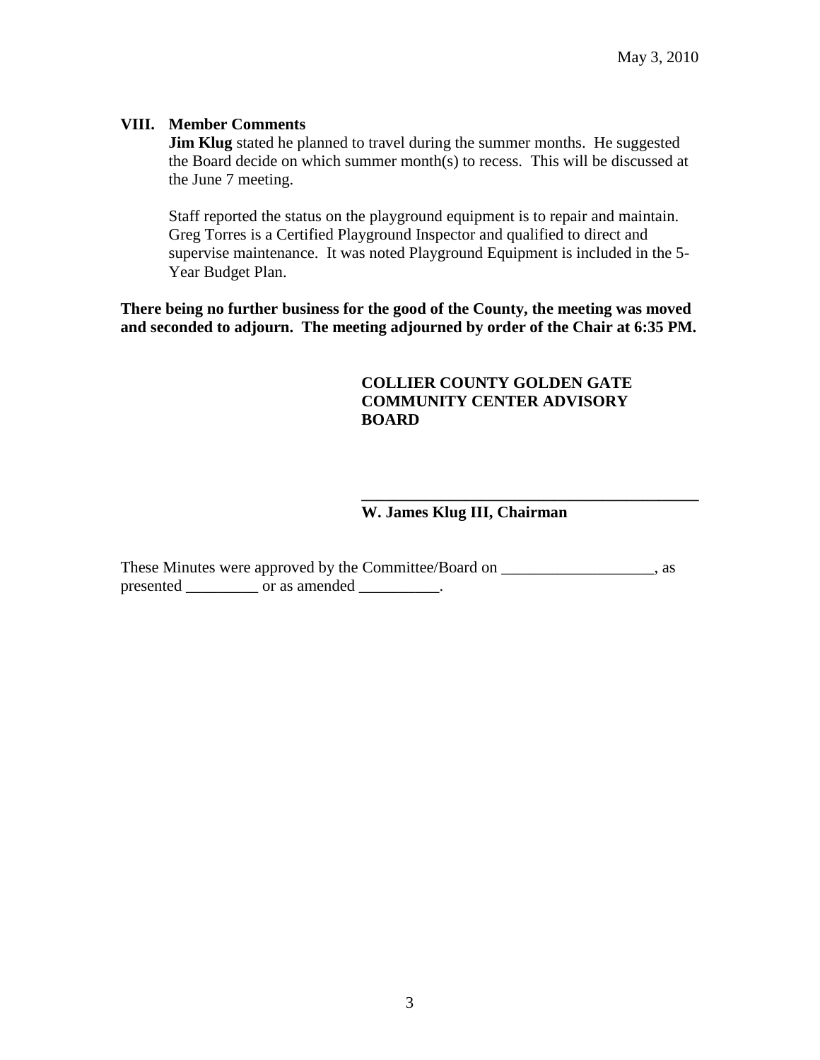## VIII. Member Comments

**Jim Klug** stated he planned to travel during the summer months. He suggested the Board decide on which summer month(s) to recess. This will be discussed at the June 7 meeting.

Staff reported the status on the playground equipment is to repair and maintain. Greg Torres is a Certified Playground Inspector and qualified to direct and supervise maintenance. It was noted Playground Equipment is included in the 5-Year Budget Plan.

**There being no further business for the good of the County, the meeting was moved and seconded to adjourn. The meeting adjourned by order of the Chair at 6:35 PM.**

**COLLIER COUNTY GOLDEN GATE COMMUNITY CENTER ADVISORY BOARD**

\_\_\_\_\_\_\_\_\_\_\_\_\_\_\_\_\_\_\_\_\_\_\_\_\_\_\_\_\_\_\_\_\_\_\_\_\_\_\_\_\_\_

**W. James Klug III, Chairman**

These Minutes were approved by the Committee/Board on \_\_\_\_\_\_\_\_\_\_\_\_\_\_\_\_\_\_\_, as presented \_\_\_\_\_\_\_\_\_ or as amended \_\_\_\_\_\_\_\_\_\_.